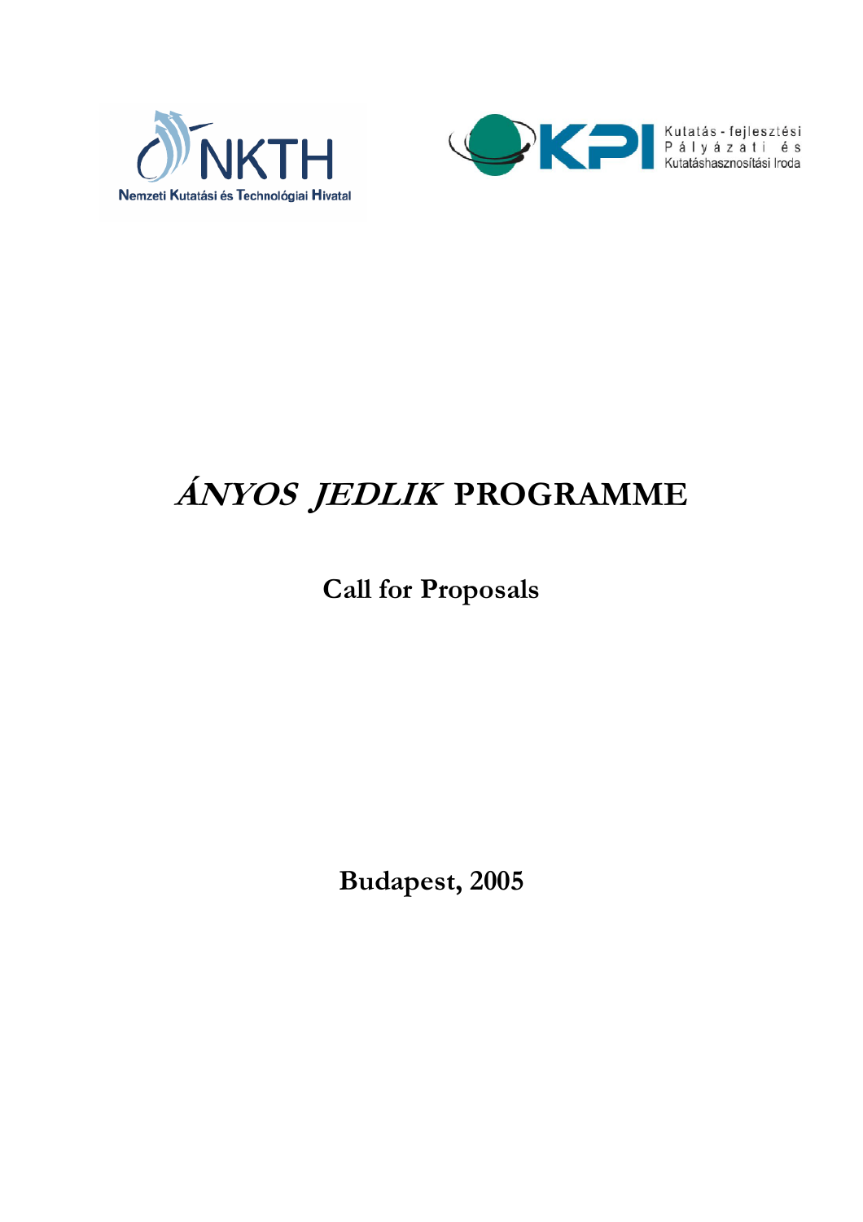Nemzeti Kutatási és Technológiai Hivatal

Kutatás - fejlesztési Pályázati és Kutatáshasznosítási Iroda

# *ÁNYOS JEDLIK* PROGRAMME

## Call for Proposals

**Budapest, 2005**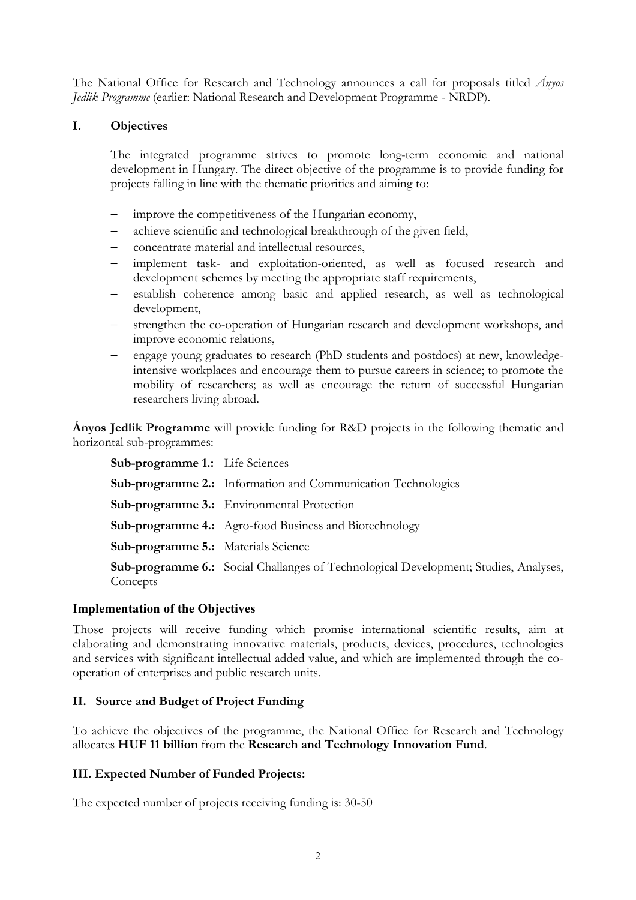The National Office for Research and Technology announces a call for proposals titled *Ányos Jedlik Programme* (earlier: National Research and Development Programme - NRDP).

## I. Objectives

The integrated programme strives to promote long-term economic and national development in Hungary. The direct objective of the programme is to provide funding for projects falling in line with the thematic priorities and aiming to:

- improve the competitiveness of the Hungarian economy,
- achieve scientific and technological breakthrough of the given field,
- concentrate material and intellectual resources,
- implement task- and exploitation-oriented, as well as focused research and development schemes by meeting the appropriate staff requirements,
- establish coherence among basic and applied research, as well as technological development,
- strengthen the co-operation of Hungarian research and development workshops, and improve economic relations,
- engage young graduates to research (PhD students and postdocs) at new, knowledge-intensive workplaces and encourage them to pursue careers in science; to promote the mobility of researchers; as well as encourage the return of successful Hungarian researchers living abroad.

**Ányos Jedlik Programme** will provide funding for R&D projects in the following thematic and horizontal sub-programmes:

**Sub-programme 1.:** Life Sciences

**Sub-programme 2.:** Information and Communication Technologies

**Sub-programme 3.:** Environmental Protection

**Sub-programme 4.:** Agro-food Business and Biotechnology

**Sub-programme 5.:** Materials Science

**Sub-programme 6.:** Social Challanges of Technological Development; Studies, Analyses, Concepts

### Implementation of the Objectives

Those projects will receive funding which promise international scientific results, aim at elaborating and demonstrating innovative materials, products, devices, procedures, technologies and services with significant intellectual added value, and which are implemented through the co-operation of enterprises and public research units.

## II. Source and Budget of Project Funding

To achieve the objectives of the programme, the National Office for Research and Technology allocates **HUF 11 billion** from the **Research and Technology Innovation Fund**.

## III. Expected Number of Funded Projects:

The expected number of projects receiving funding is: 30-50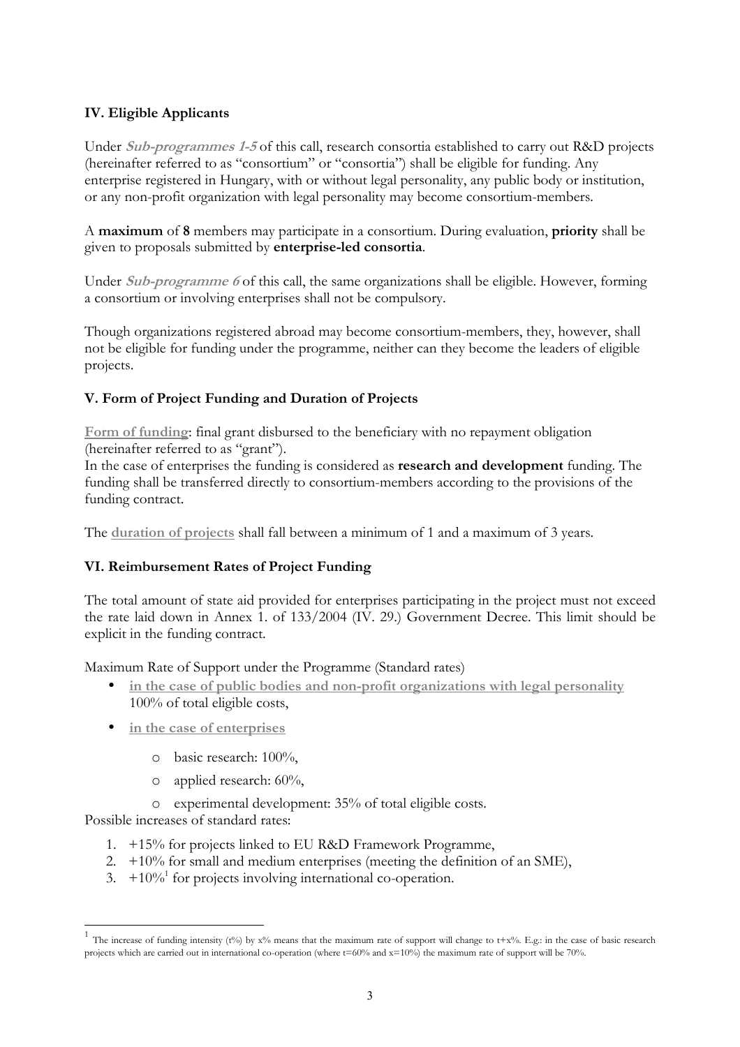### IV. Eligible Applicants

Under ***Sub-programmes 1-5*** of this call, research consortia established to carry out R&D projects (hereinafter referred to as "consortium" or "consortia") shall be eligible for funding. Any enterprise registered in Hungary, with or without legal personality, any public body or institution, or any non-profit organization with legal personality may become consortium-members.

A **maximum** of **8** members may participate in a consortium. During evaluation, **priority** shall be given to proposals submitted by **enterprise-led consortia**.

Under ***Sub-programme 6*** of this call, the same organizations shall be eligible. However, forming a consortium or involving enterprises shall not be compulsory.

Though organizations registered abroad may become consortium-members, they, however, shall not be eligible for funding under the programme, neither can they become the leaders of eligible projects.

### V. Form of Project Funding and Duration of Projects

**Form of funding**: final grant disbursed to the beneficiary with no repayment obligation (hereinafter referred to as "grant").
In the case of enterprises the funding is considered as **research and development** funding. The funding shall be transferred directly to consortium-members according to the provisions of the funding contract.

The **duration of projects** shall fall between a minimum of 1 and a maximum of 3 years.

### VI. Reimbursement Rates of Project Funding

The total amount of state aid provided for enterprises participating in the project must not exceed the rate laid down in Annex 1. of 133/2004 (IV. 29.) Government Decree. This limit should be explicit in the funding contract.

Maximum Rate of Support under the Programme (Standard rates)

- **in the case of public bodies and non-profit organizations with legal personality** 100% of total eligible costs,
- **in the case of enterprises**
  - basic research: 100%,
  - applied research: 60%,
  - experimental development: 35% of total eligible costs.

Possible increases of standard rates:

1. +15% for projects linked to EU R&D Framework Programme,
2. +10% for small and medium enterprises (meeting the definition of an SME),
3. +10%[1] for projects involving international co-operation.

---

[1] The increase of funding intensity (t%) by x% means that the maximum rate of support will change to t+x%. E.g.: in the case of basic research projects which are carried out in international co-operation (where t=60% and x=10%) the maximum rate of support will be 70%.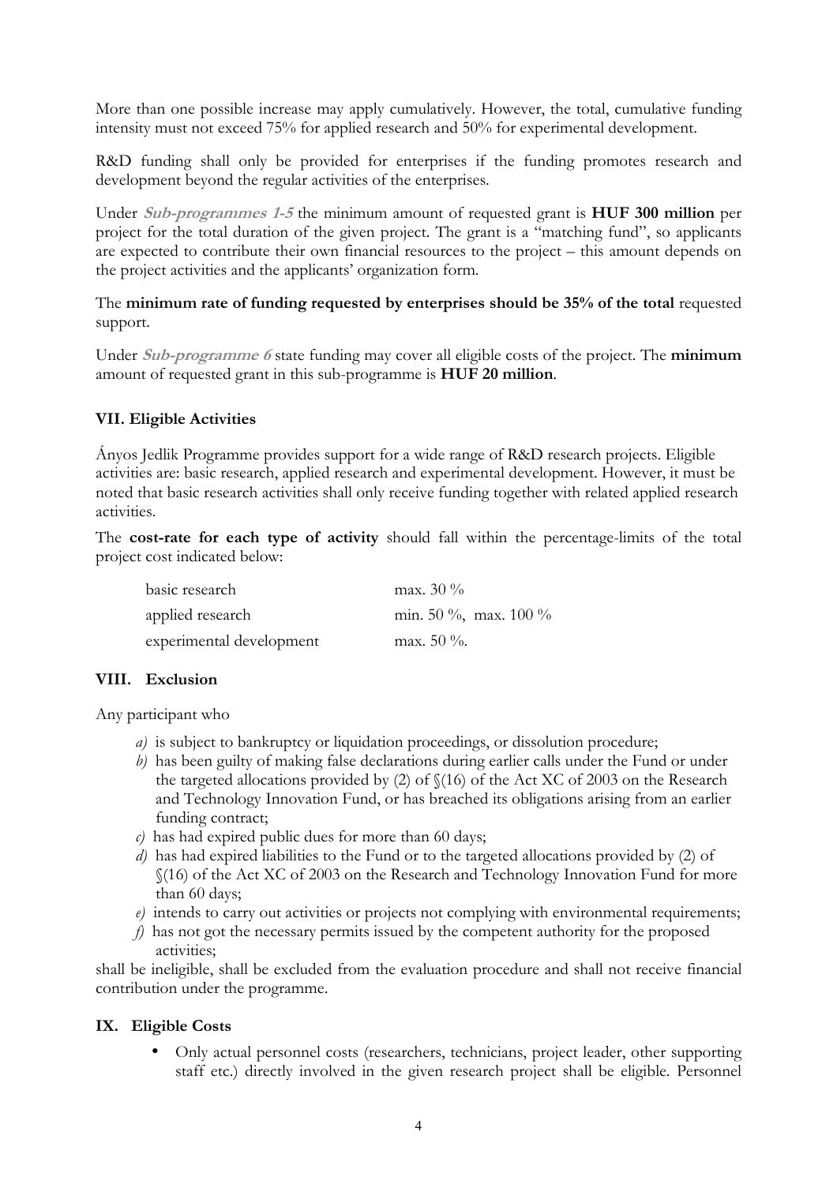More than one possible increase may apply cumulatively. However, the total, cumulative funding intensity must not exceed 75% for applied research and 50% for experimental development.

R&D funding shall only be provided for enterprises if the funding promotes research and development beyond the regular activities of the enterprises.

Under ***Sub-programmes 1-5*** the minimum amount of requested grant is **HUF 300 million** per project for the total duration of the given project. The grant is a "matching fund", so applicants are expected to contribute their own financial resources to the project – this amount depends on the project activities and the applicants' organization form.

The **minimum rate of funding requested by enterprises should be 35% of the total** requested support.

Under ***Sub-programme 6*** state funding may cover all eligible costs of the project. The **minimum** amount of requested grant in this sub-programme is **HUF 20 million**.

## VII. Eligible Activities

Ányos Jedlik Programme provides support for a wide range of R&D research projects. Eligible activities are: basic research, applied research and experimental development. However, it must be noted that basic research activities shall only receive funding together with related applied research activities.

The **cost-rate for each type of activity** should fall within the percentage-limits of the total project cost indicated below:

| | |
|---|---|
| basic research | max. 30 % |
| applied research | min. 50 %, max. 100 % |
| experimental development | max. 50 %. |

## VIII. Exclusion

Any participant who

*a)* is subject to bankruptcy or liquidation proceedings, or dissolution procedure;
*b)* has been guilty of making false declarations during earlier calls under the Fund or under the targeted allocations provided by (2) of §(16) of the Act XC of 2003 on the Research and Technology Innovation Fund, or has breached its obligations arising from an earlier funding contract;
*c)* has had expired public dues for more than 60 days;
*d)* has had expired liabilities to the Fund or to the targeted allocations provided by (2) of §(16) of the Act XC of 2003 on the Research and Technology Innovation Fund for more than 60 days;
*e)* intends to carry out activities or projects not complying with environmental requirements;
*f)* has not got the necessary permits issued by the competent authority for the proposed activities;

shall be ineligible, shall be excluded from the evaluation procedure and shall not receive financial contribution under the programme.

## IX. Eligible Costs

- Only actual personnel costs (researchers, technicians, project leader, other supporting staff etc.) directly involved in the given research project shall be eligible. Personnel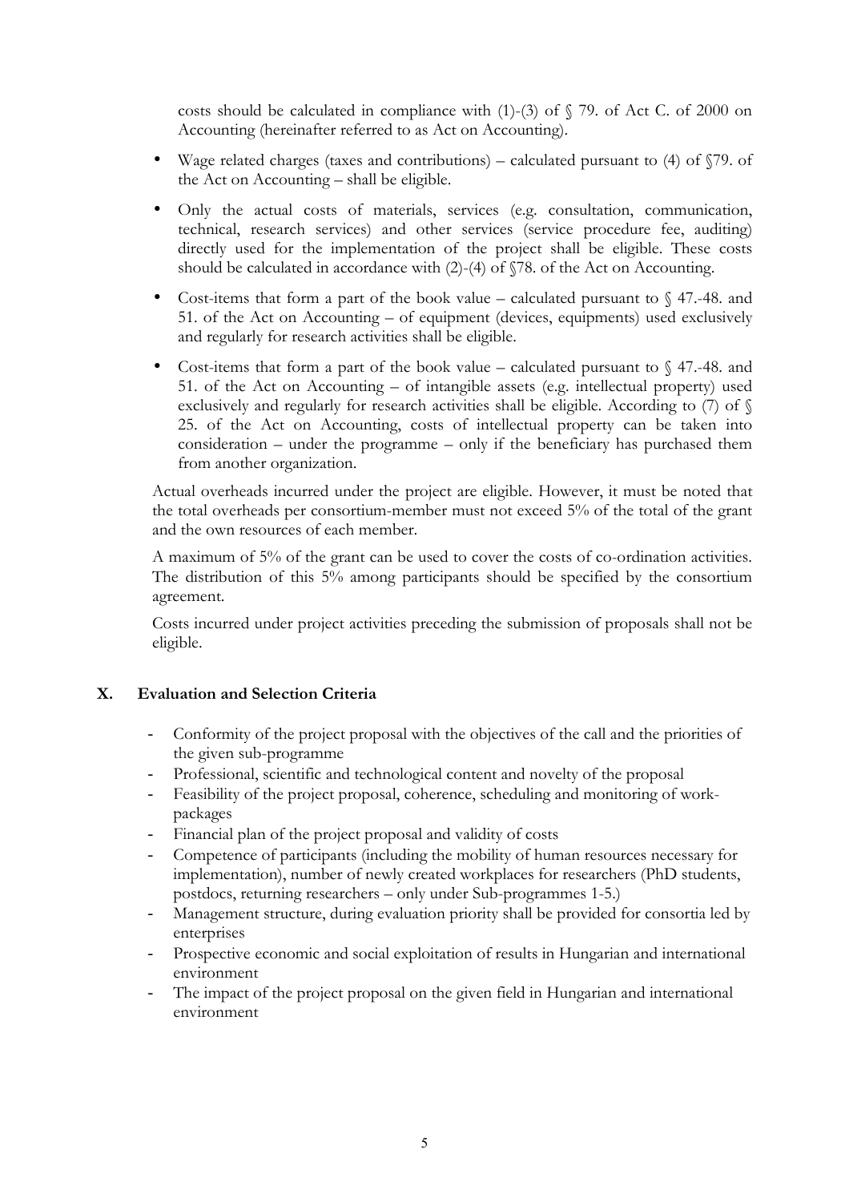costs should be calculated in compliance with (1)-(3) of § 79. of Act C. of 2000 on Accounting (hereinafter referred to as Act on Accounting).

- Wage related charges (taxes and contributions) – calculated pursuant to (4) of §79. of the Act on Accounting – shall be eligible.
- Only the actual costs of materials, services (e.g. consultation, communication, technical, research services) and other services (service procedure fee, auditing) directly used for the implementation of the project shall be eligible. These costs should be calculated in accordance with (2)-(4) of §78. of the Act on Accounting.
- Cost-items that form a part of the book value – calculated pursuant to § 47.-48. and 51. of the Act on Accounting – of equipment (devices, equipments) used exclusively and regularly for research activities shall be eligible.
- Cost-items that form a part of the book value – calculated pursuant to § 47.-48. and 51. of the Act on Accounting – of intangible assets (e.g. intellectual property) used exclusively and regularly for research activities shall be eligible. According to (7) of § 25. of the Act on Accounting, costs of intellectual property can be taken into consideration – under the programme – only if the beneficiary has purchased them from another organization.

Actual overheads incurred under the project are eligible. However, it must be noted that the total overheads per consortium-member must not exceed 5% of the total of the grant and the own resources of each member.

A maximum of 5% of the grant can be used to cover the costs of co-ordination activities. The distribution of this 5% among participants should be specified by the consortium agreement.

Costs incurred under project activities preceding the submission of proposals shall not be eligible.

## X. Evaluation and Selection Criteria

- Conformity of the project proposal with the objectives of the call and the priorities of the given sub-programme
- Professional, scientific and technological content and novelty of the proposal
- Feasibility of the project proposal, coherence, scheduling and monitoring of work-packages
- Financial plan of the project proposal and validity of costs
- Competence of participants (including the mobility of human resources necessary for implementation), number of newly created workplaces for researchers (PhD students, postdocs, returning researchers – only under Sub-programmes 1-5.)
- Management structure, during evaluation priority shall be provided for consortia led by enterprises
- Prospective economic and social exploitation of results in Hungarian and international environment
- The impact of the project proposal on the given field in Hungarian and international environment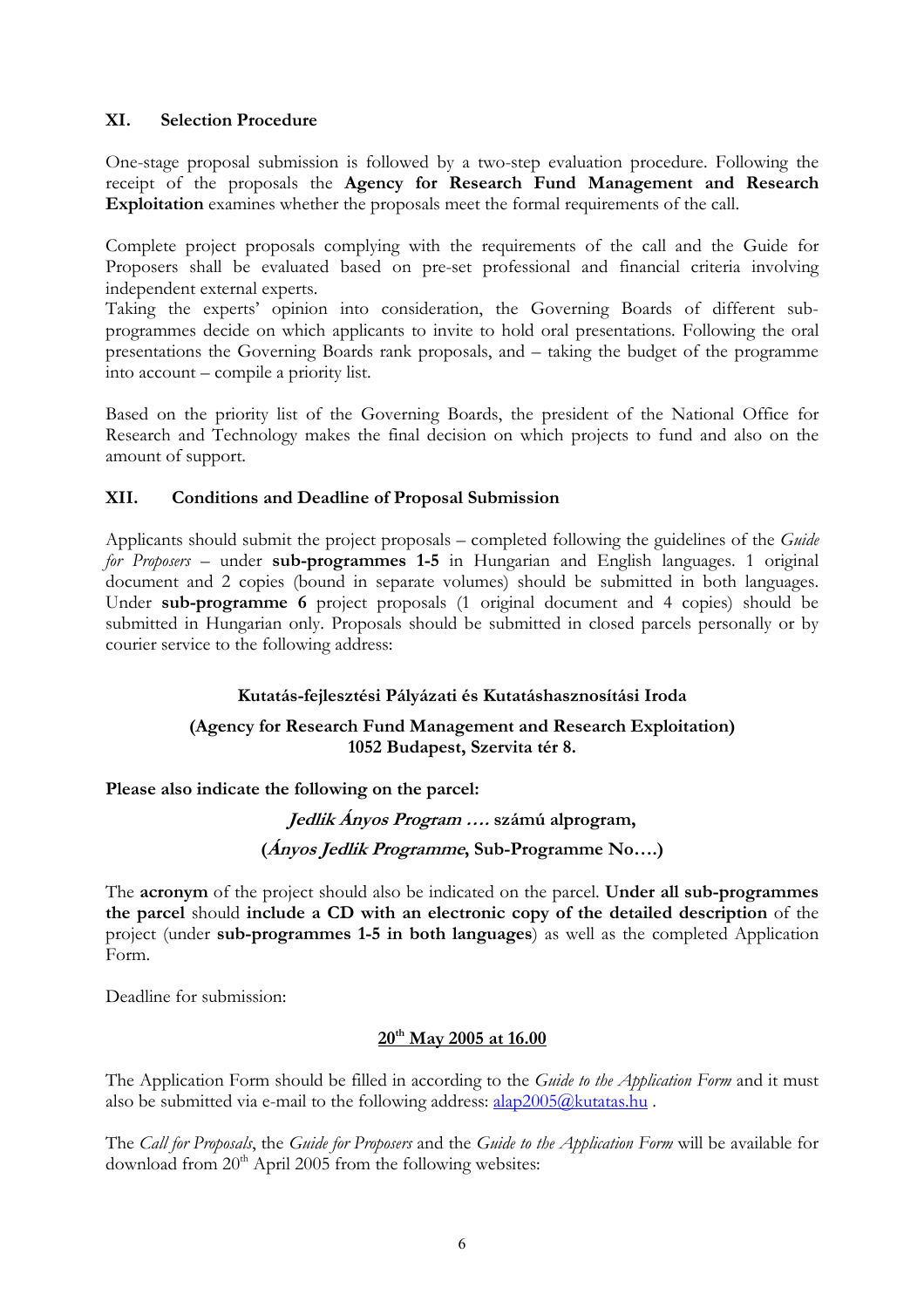## XI. Selection Procedure

One-stage proposal submission is followed by a two-step evaluation procedure. Following the receipt of the proposals the **Agency for Research Fund Management and Research Exploitation** examines whether the proposals meet the formal requirements of the call.

Complete project proposals complying with the requirements of the call and the Guide for Proposers shall be evaluated based on pre-set professional and financial criteria involving independent external experts.
Taking the experts' opinion into consideration, the Governing Boards of different sub-programmes decide on which applicants to invite to hold oral presentations. Following the oral presentations the Governing Boards rank proposals, and – taking the budget of the programme into account – compile a priority list.

Based on the priority list of the Governing Boards, the president of the National Office for Research and Technology makes the final decision on which projects to fund and also on the amount of support.

## XII. Conditions and Deadline of Proposal Submission

Applicants should submit the project proposals – completed following the guidelines of the *Guide for Proposers* – under **sub-programmes 1-5** in Hungarian and English languages. 1 original document and 2 copies (bound in separate volumes) should be submitted in both languages. Under **sub-programme 6** project proposals (1 original document and 4 copies) should be submitted in Hungarian only. Proposals should be submitted in closed parcels personally or by courier service to the following address:

**Kutatás-fejlesztési Pályázati és Kutatáshasznosítási Iroda**

**(Agency for Research Fund Management and Research Exploitation)**
**1052 Budapest, Szervita tér 8.**

**Please also indicate the following on the parcel:**

***Jedlik Ányos Program ….* számú alprogram,**

**(*Ányos Jedlik Programme*, Sub-Programme No….)**

The **acronym** of the project should also be indicated on the parcel. **Under all sub-programmes the parcel** should **include a CD with an electronic copy of the detailed description** of the project (under **sub-programmes 1-5 in both languages**) as well as the completed Application Form.

Deadline for submission:

**20th May 2005 at 16.00**

The Application Form should be filled in according to the *Guide to the Application Form* and it must also be submitted via e-mail to the following address: alap2005@kutatas.hu .

The *Call for Proposals*, the *Guide for Proposers* and the *Guide to the Application Form* will be available for download from 20th April 2005 from the following websites: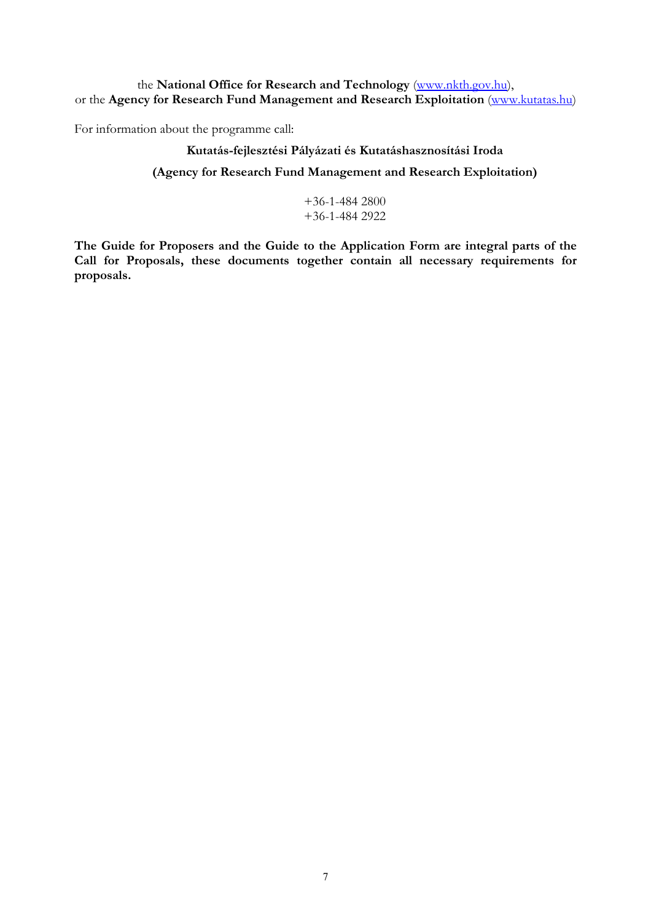the **National Office for Research and Technology** (www.nkth.gov.hu),
or the **Agency for Research Fund Management and Research Exploitation** (www.kutatas.hu)

For information about the programme call:

**Kutatás-fejlesztési Pályázati és Kutatáshasznosítási Iroda**

**(Agency for Research Fund Management and Research Exploitation)**

+36-1-484 2800
+36-1-484 2922

**The Guide for Proposers and the Guide to the Application Form are integral parts of the Call for Proposals, these documents together contain all necessary requirements for proposals.**